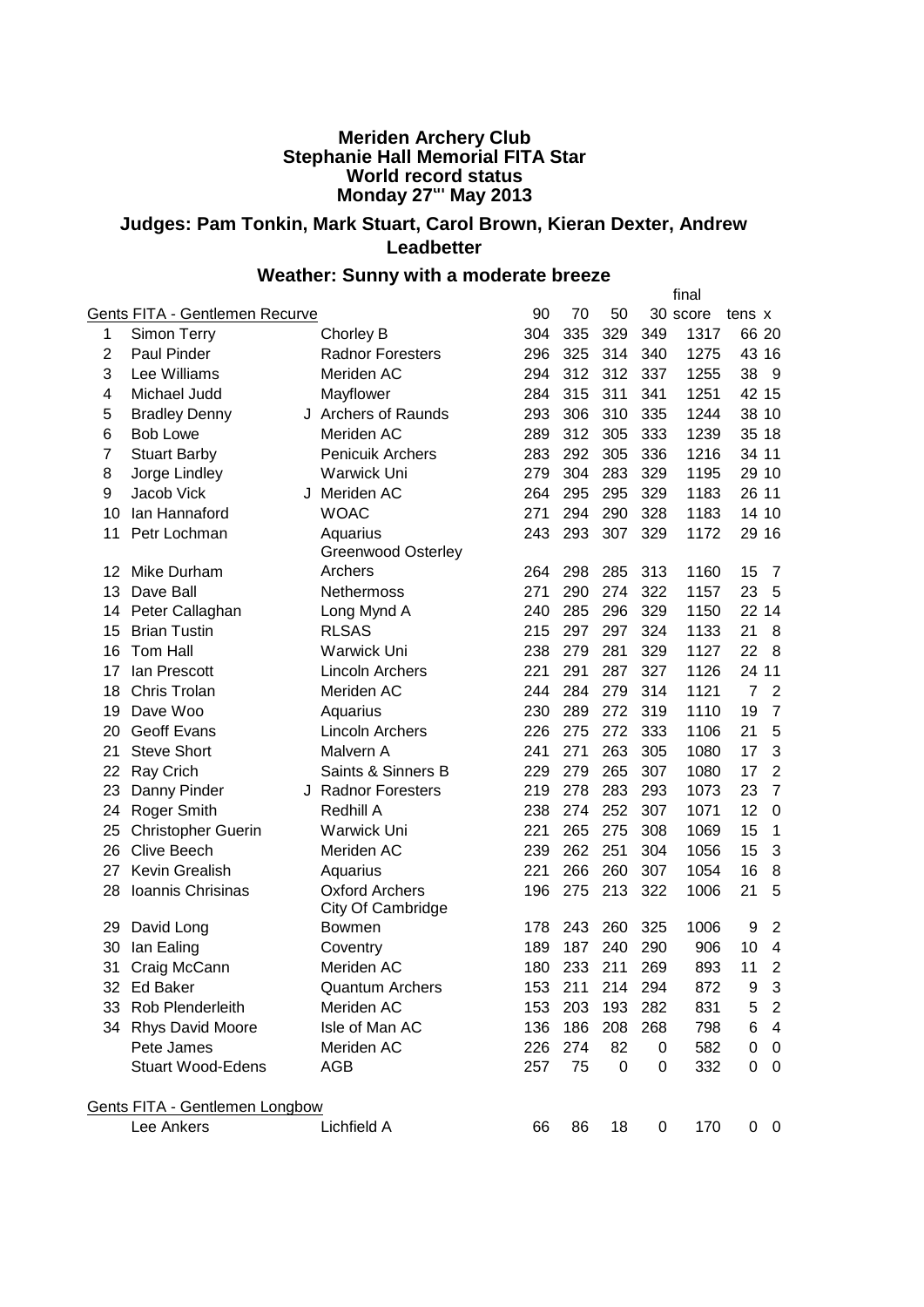**Meriden Archery Club**
**Stephanie Hall Memorial FITA Star**
**World record status**
**Monday 27th May 2013**

## Judges: Pam Tonkin, Mark Stuart, Carol Brown, Kieran Dexter, Andrew Leadbetter

## Weather: Sunny with a moderate breeze

Gents FITA - Gentlemen Recurve

| | Name | | Club | 90 | 70 | 50 | 30 | final score | tens | x |
|---|---|---|---|---|---|---|---|---|---|---|
| 1 | Simon Terry | | Chorley B | 304 | 335 | 329 | 349 | 1317 | 66 | 20 |
| 2 | Paul Pinder | | Radnor Foresters | 296 | 325 | 314 | 340 | 1275 | 43 | 16 |
| 3 | Lee Williams | | Meriden AC | 294 | 312 | 312 | 337 | 1255 | 38 | 9 |
| 4 | Michael Judd | | Mayflower | 284 | 315 | 311 | 341 | 1251 | 42 | 15 |
| 5 | Bradley Denny | J | Archers of Raunds | 293 | 306 | 310 | 335 | 1244 | 38 | 10 |
| 6 | Bob Lowe | | Meriden AC | 289 | 312 | 305 | 333 | 1239 | 35 | 18 |
| 7 | Stuart Barby | | Penicuik Archers | 283 | 292 | 305 | 336 | 1216 | 34 | 11 |
| 8 | Jorge Lindley | | Warwick Uni | 279 | 304 | 283 | 329 | 1195 | 29 | 10 |
| 9 | Jacob Vick | J | Meriden AC | 264 | 295 | 295 | 329 | 1183 | 26 | 11 |
| 10 | Ian Hannaford | | WOAC | 271 | 294 | 290 | 328 | 1183 | 14 | 10 |
| 11 | Petr Lochman | | Aquarius | 243 | 293 | 307 | 329 | 1172 | 29 | 16 |
| 12 | Mike Durham | | Greenwood Osterley Archers | 264 | 298 | 285 | 313 | 1160 | 15 | 7 |
| 13 | Dave Ball | | Nethermoss | 271 | 290 | 274 | 322 | 1157 | 23 | 5 |
| 14 | Peter Callaghan | | Long Mynd A | 240 | 285 | 296 | 329 | 1150 | 22 | 14 |
| 15 | Brian Tustin | | RLSAS | 215 | 297 | 297 | 324 | 1133 | 21 | 8 |
| 16 | Tom Hall | | Warwick Uni | 238 | 279 | 281 | 329 | 1127 | 22 | 8 |
| 17 | Ian Prescott | | Lincoln Archers | 221 | 291 | 287 | 327 | 1126 | 24 | 11 |
| 18 | Chris Trolan | | Meriden AC | 244 | 284 | 279 | 314 | 1121 | 7 | 2 |
| 19 | Dave Woo | | Aquarius | 230 | 289 | 272 | 319 | 1110 | 19 | 7 |
| 20 | Geoff Evans | | Lincoln Archers | 226 | 275 | 272 | 333 | 1106 | 21 | 5 |
| 21 | Steve Short | | Malvern A | 241 | 271 | 263 | 305 | 1080 | 17 | 3 |
| 22 | Ray Crich | | Saints & Sinners B | 229 | 279 | 265 | 307 | 1080 | 17 | 2 |
| 23 | Danny Pinder | J | Radnor Foresters | 219 | 278 | 283 | 293 | 1073 | 23 | 7 |
| 24 | Roger Smith | | Redhill A | 238 | 274 | 252 | 307 | 1071 | 12 | 0 |
| 25 | Christopher Guerin | | Warwick Uni | 221 | 265 | 275 | 308 | 1069 | 15 | 1 |
| 26 | Clive Beech | | Meriden AC | 239 | 262 | 251 | 304 | 1056 | 15 | 3 |
| 27 | Kevin Grealish | | Aquarius | 221 | 266 | 260 | 307 | 1054 | 16 | 8 |
| 28 | Ioannis Chrisinas | | Oxford Archers | 196 | 275 | 213 | 322 | 1006 | 21 | 5 |
| 29 | David Long | | City Of Cambridge Bowmen | 178 | 243 | 260 | 325 | 1006 | 9 | 2 |
| 30 | Ian Ealing | | Coventry | 189 | 187 | 240 | 290 | 906 | 10 | 4 |
| 31 | Craig McCann | | Meriden AC | 180 | 233 | 211 | 269 | 893 | 11 | 2 |
| 32 | Ed Baker | | Quantum Archers | 153 | 211 | 214 | 294 | 872 | 9 | 3 |
| 33 | Rob Plenderleith | | Meriden AC | 153 | 203 | 193 | 282 | 831 | 5 | 2 |
| 34 | Rhys David Moore | | Isle of Man AC | 136 | 186 | 208 | 268 | 798 | 6 | 4 |
| | Pete James | | Meriden AC | 226 | 274 | 82 | 0 | 582 | 0 | 0 |
| | Stuart Wood-Edens | | AGB | 257 | 75 | 0 | 0 | 332 | 0 | 0 |

Gents FITA - Gentlemen Longbow

| | Name | | Club | 90 | 70 | 50 | 30 | final score | tens | x |
|---|---|---|---|---|---|---|---|---|---|---|
| | Lee Ankers | | Lichfield A | 66 | 86 | 18 | 0 | 170 | 0 | 0 |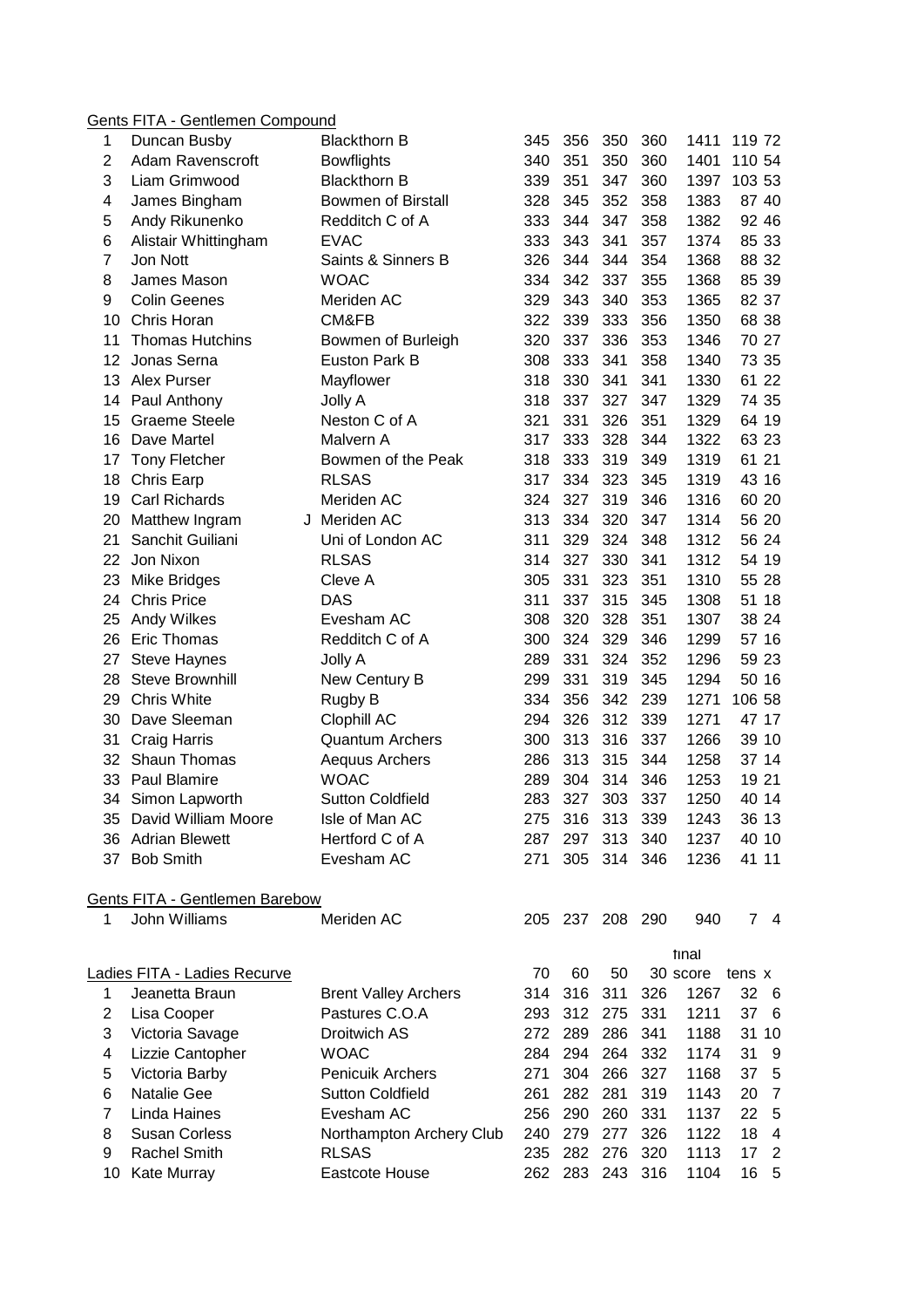Gents FITA - Gentlemen Compound

| | | | | | | | | | | |
|---|---|---|---|---|---|---|---|---|---|---|
| 1 | Duncan Busby | | Blackthorn B | 345 | 356 | 350 | 360 | 1411 | 119 | 72 |
| 2 | Adam Ravenscroft | | Bowflights | 340 | 351 | 350 | 360 | 1401 | 110 | 54 |
| 3 | Liam Grimwood | | Blackthorn B | 339 | 351 | 347 | 360 | 1397 | 103 | 53 |
| 4 | James Bingham | | Bowmen of Birstall | 328 | 345 | 352 | 358 | 1383 | 87 | 40 |
| 5 | Andy Rikunenko | | Redditch C of A | 333 | 344 | 347 | 358 | 1382 | 92 | 46 |
| 6 | Alistair Whittingham | | EVAC | 333 | 343 | 341 | 357 | 1374 | 85 | 33 |
| 7 | Jon Nott | | Saints & Sinners B | 326 | 344 | 344 | 354 | 1368 | 88 | 32 |
| 8 | James Mason | | WOAC | 334 | 342 | 337 | 355 | 1368 | 85 | 39 |
| 9 | Colin Geenes | | Meriden AC | 329 | 343 | 340 | 353 | 1365 | 82 | 37 |
| 10 | Chris Horan | | CM&FB | 322 | 339 | 333 | 356 | 1350 | 68 | 38 |
| 11 | Thomas Hutchins | | Bowmen of Burleigh | 320 | 337 | 336 | 353 | 1346 | 70 | 27 |
| 12 | Jonas Serna | | Euston Park B | 308 | 333 | 341 | 358 | 1340 | 73 | 35 |
| 13 | Alex Purser | | Mayflower | 318 | 330 | 341 | 341 | 1330 | 61 | 22 |
| 14 | Paul Anthony | | Jolly A | 318 | 337 | 327 | 347 | 1329 | 74 | 35 |
| 15 | Graeme Steele | | Neston C of A | 321 | 331 | 326 | 351 | 1329 | 64 | 19 |
| 16 | Dave Martel | | Malvern A | 317 | 333 | 328 | 344 | 1322 | 63 | 23 |
| 17 | Tony Fletcher | | Bowmen of the Peak | 318 | 333 | 319 | 349 | 1319 | 61 | 21 |
| 18 | Chris Earp | | RLSAS | 317 | 334 | 323 | 345 | 1319 | 43 | 16 |
| 19 | Carl Richards | | Meriden AC | 324 | 327 | 319 | 346 | 1316 | 60 | 20 |
| 20 | Matthew Ingram | J | Meriden AC | 313 | 334 | 320 | 347 | 1314 | 56 | 20 |
| 21 | Sanchit Guiliani | | Uni of London AC | 311 | 329 | 324 | 348 | 1312 | 56 | 24 |
| 22 | Jon Nixon | | RLSAS | 314 | 327 | 330 | 341 | 1312 | 54 | 19 |
| 23 | Mike Bridges | | Cleve A | 305 | 331 | 323 | 351 | 1310 | 55 | 28 |
| 24 | Chris Price | | DAS | 311 | 337 | 315 | 345 | 1308 | 51 | 18 |
| 25 | Andy Wilkes | | Evesham AC | 308 | 320 | 328 | 351 | 1307 | 38 | 24 |
| 26 | Eric Thomas | | Redditch C of A | 300 | 324 | 329 | 346 | 1299 | 57 | 16 |
| 27 | Steve Haynes | | Jolly A | 289 | 331 | 324 | 352 | 1296 | 59 | 23 |
| 28 | Steve Brownhill | | New Century B | 299 | 331 | 319 | 345 | 1294 | 50 | 16 |
| 29 | Chris White | | Rugby B | 334 | 356 | 342 | 239 | 1271 | 106 | 58 |
| 30 | Dave Sleeman | | Clophill AC | 294 | 326 | 312 | 339 | 1271 | 47 | 17 |
| 31 | Craig Harris | | Quantum Archers | 300 | 313 | 316 | 337 | 1266 | 39 | 10 |
| 32 | Shaun Thomas | | Aequus Archers | 286 | 313 | 315 | 344 | 1258 | 37 | 14 |
| 33 | Paul Blamire | | WOAC | 289 | 304 | 314 | 346 | 1253 | 19 | 21 |
| 34 | Simon Lapworth | | Sutton Coldfield | 283 | 327 | 303 | 337 | 1250 | 40 | 14 |
| 35 | David William Moore | | Isle of Man AC | 275 | 316 | 313 | 339 | 1243 | 36 | 13 |
| 36 | Adrian Blewett | | Hertford C of A | 287 | 297 | 313 | 340 | 1237 | 40 | 10 |
| 37 | Bob Smith | | Evesham AC | 271 | 305 | 314 | 346 | 1236 | 41 | 11 |

Gents FITA - Gentlemen Barebow

| | | | | | | | | | |
|---|---|---|---|---|---|---|---|---|---|
| 1 | John Williams | Meriden AC | 205 | 237 | 208 | 290 | 940 | 7 | 4 |

Ladies FITA - Ladies Recurve

| | | | 70 | 60 | 50 | 30 | final score | tens | x |
|---|---|---|---|---|---|---|---|---|---|
| 1 | Jeanetta Braun | Brent Valley Archers | 314 | 316 | 311 | 326 | 1267 | 32 | 6 |
| 2 | Lisa Cooper | Pastures C.O.A | 293 | 312 | 275 | 331 | 1211 | 37 | 6 |
| 3 | Victoria Savage | Droitwich AS | 272 | 289 | 286 | 341 | 1188 | 31 | 10 |
| 4 | Lizzie Cantopher | WOAC | 284 | 294 | 264 | 332 | 1174 | 31 | 9 |
| 5 | Victoria Barby | Penicuik Archers | 271 | 304 | 266 | 327 | 1168 | 37 | 5 |
| 6 | Natalie Gee | Sutton Coldfield | 261 | 282 | 281 | 319 | 1143 | 20 | 7 |
| 7 | Linda Haines | Evesham AC | 256 | 290 | 260 | 331 | 1137 | 22 | 5 |
| 8 | Susan Corless | Northampton Archery Club | 240 | 279 | 277 | 326 | 1122 | 18 | 4 |
| 9 | Rachel Smith | RLSAS | 235 | 282 | 276 | 320 | 1113 | 17 | 2 |
| 10 | Kate Murray | Eastcote House | 262 | 283 | 243 | 316 | 1104 | 16 | 5 |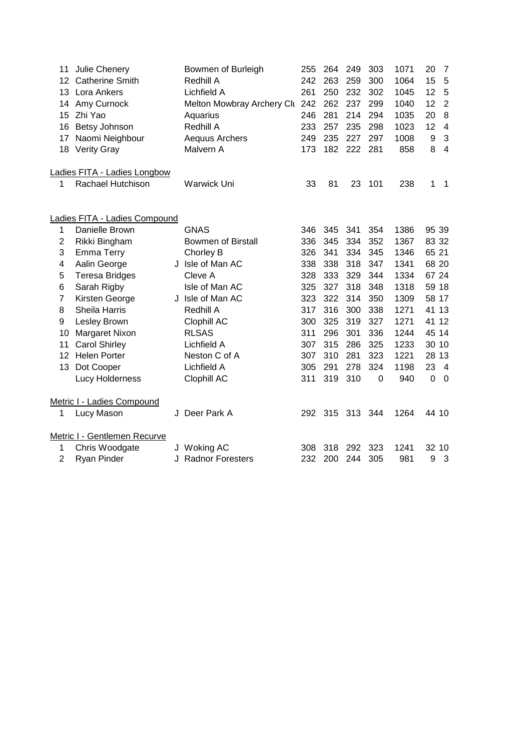| | | | | | | | | | | |
|---|---|---|---|---|---|---|---|---|---|---|
| 11 | Julie Chenery | | Bowmen of Burleigh | 255 | 264 | 249 | 303 | 1071 | 20 | 7 |
| 12 | Catherine Smith | | Redhill A | 242 | 263 | 259 | 300 | 1064 | 15 | 5 |
| 13 | Lora Ankers | | Lichfield A | 261 | 250 | 232 | 302 | 1045 | 12 | 5 |
| 14 | Amy Curnock | | Melton Mowbray Archery Clu | 242 | 262 | 237 | 299 | 1040 | 12 | 2 |
| 15 | Zhi Yao | | Aquarius | 246 | 281 | 214 | 294 | 1035 | 20 | 8 |
| 16 | Betsy Johnson | | Redhill A | 233 | 257 | 235 | 298 | 1023 | 12 | 4 |
| 17 | Naomi Neighbour | | Aequus Archers | 249 | 235 | 227 | 297 | 1008 | 9 | 3 |
| 18 | Verity Gray | | Malvern A | 173 | 182 | 222 | 281 | 858 | 8 | 4 |

Ladies FITA - Ladies Longbow

| | | | | | | | | | | |
|---|---|---|---|---|---|---|---|---|---|---|
| 1 | Rachael Hutchison | | Warwick Uni | 33 | 81 | 23 | 101 | 238 | 1 | 1 |

Ladies FITA - Ladies Compound

| | | | | | | | | | | |
|---|---|---|---|---|---|---|---|---|---|---|
| 1 | Danielle Brown | | GNAS | 346 | 345 | 341 | 354 | 1386 | 95 | 39 |
| 2 | Rikki Bingham | | Bowmen of Birstall | 336 | 345 | 334 | 352 | 1367 | 83 | 32 |
| 3 | Emma Terry | | Chorley B | 326 | 341 | 334 | 345 | 1346 | 65 | 21 |
| 4 | Aalin George | J | Isle of Man AC | 338 | 338 | 318 | 347 | 1341 | 68 | 20 |
| 5 | Teresa Bridges | | Cleve A | 328 | 333 | 329 | 344 | 1334 | 67 | 24 |
| 6 | Sarah Rigby | | Isle of Man AC | 325 | 327 | 318 | 348 | 1318 | 59 | 18 |
| 7 | Kirsten George | J | Isle of Man AC | 323 | 322 | 314 | 350 | 1309 | 58 | 17 |
| 8 | Sheila Harris | | Redhill A | 317 | 316 | 300 | 338 | 1271 | 41 | 13 |
| 9 | Lesley Brown | | Clophill AC | 300 | 325 | 319 | 327 | 1271 | 41 | 12 |
| 10 | Margaret Nixon | | RLSAS | 311 | 296 | 301 | 336 | 1244 | 45 | 14 |
| 11 | Carol Shirley | | Lichfield A | 307 | 315 | 286 | 325 | 1233 | 30 | 10 |
| 12 | Helen Porter | | Neston C of A | 307 | 310 | 281 | 323 | 1221 | 28 | 13 |
| 13 | Dot Cooper | | Lichfield A | 305 | 291 | 278 | 324 | 1198 | 23 | 4 |
| | Lucy Holderness | | Clophill AC | 311 | 319 | 310 | 0 | 940 | 0 | 0 |

Metric I - Ladies Compound

| | | | | | | | | | | |
|---|---|---|---|---|---|---|---|---|---|---|
| 1 | Lucy Mason | J | Deer Park A | 292 | 315 | 313 | 344 | 1264 | 44 | 10 |

Metric I - Gentlemen Recurve

| | | | | | | | | | | |
|---|---|---|---|---|---|---|---|---|---|---|
| 1 | Chris Woodgate | J | Woking AC | 308 | 318 | 292 | 323 | 1241 | 32 | 10 |
| 2 | Ryan Pinder | J | Radnor Foresters | 232 | 200 | 244 | 305 | 981 | 9 | 3 |